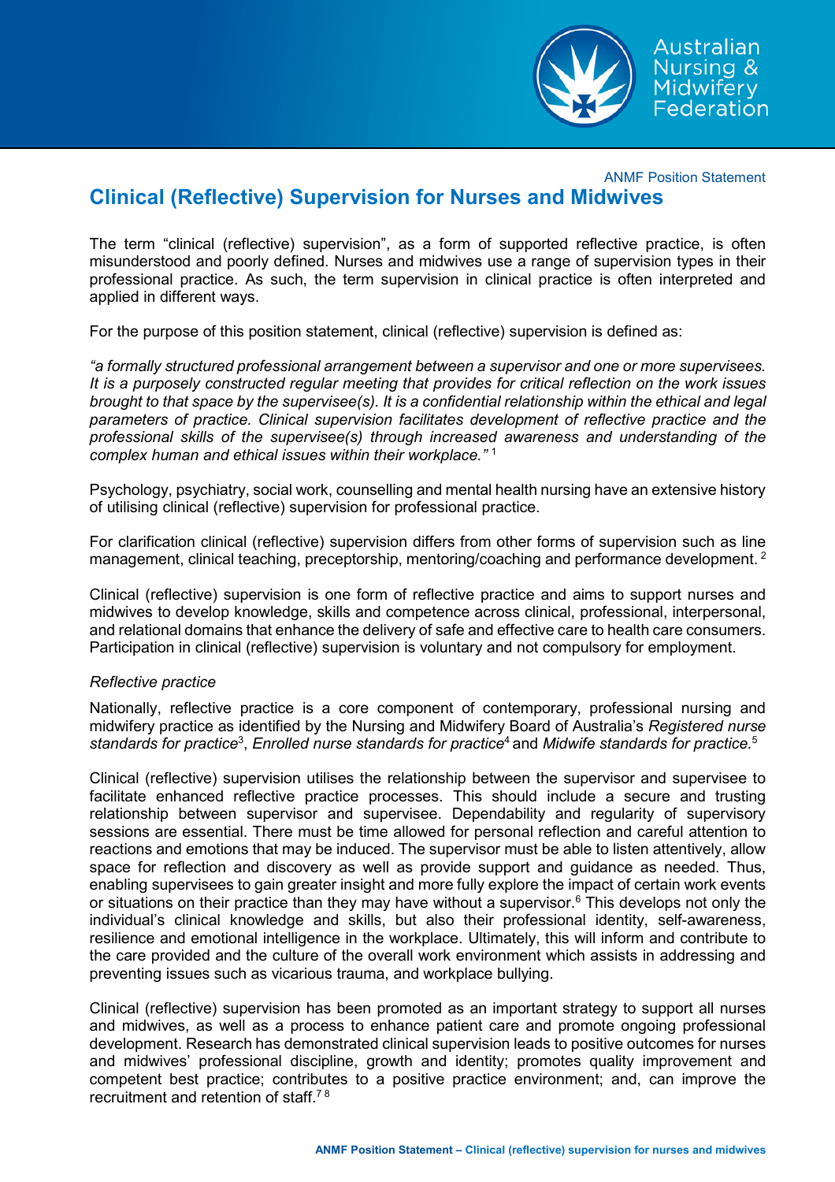ANMF Position Statement

# Clinical (Reflective) Supervision for Nurses and Midwives

The term "clinical (reflective) supervision", as a form of supported reflective practice, is often misunderstood and poorly defined. Nurses and midwives use a range of supervision types in their professional practice. As such, the term supervision in clinical practice is often interpreted and applied in different ways.

For the purpose of this position statement, clinical (reflective) supervision is defined as:

*"a formally structured professional arrangement between a supervisor and one or more supervisees. It is a purposely constructed regular meeting that provides for critical reflection on the work issues brought to that space by the supervisee(s). It is a confidential relationship within the ethical and legal parameters of practice. Clinical supervision facilitates development of reflective practice and the professional skills of the supervisee(s) through increased awareness and understanding of the complex human and ethical issues within their workplace."* [1]

Psychology, psychiatry, social work, counselling and mental health nursing have an extensive history of utilising clinical (reflective) supervision for professional practice.

For clarification clinical (reflective) supervision differs from other forms of supervision such as line management, clinical teaching, preceptorship, mentoring/coaching and performance development. [2]

Clinical (reflective) supervision is one form of reflective practice and aims to support nurses and midwives to develop knowledge, skills and competence across clinical, professional, interpersonal, and relational domains that enhance the delivery of safe and effective care to health care consumers. Participation in clinical (reflective) supervision is voluntary and not compulsory for employment.

*Reflective practice*

Nationally, reflective practice is a core component of contemporary, professional nursing and midwifery practice as identified by the Nursing and Midwifery Board of Australia's *Registered nurse standards for practice*[3], *Enrolled nurse standards for practice*[4] and *Midwife standards for practice.*[5]

Clinical (reflective) supervision utilises the relationship between the supervisor and supervisee to facilitate enhanced reflective practice processes. This should include a secure and trusting relationship between supervisor and supervisee. Dependability and regularity of supervisory sessions are essential. There must be time allowed for personal reflection and careful attention to reactions and emotions that may be induced. The supervisor must be able to listen attentively, allow space for reflection and discovery as well as provide support and guidance as needed. Thus, enabling supervisees to gain greater insight and more fully explore the impact of certain work events or situations on their practice than they may have without a supervisor.[6] This develops not only the individual's clinical knowledge and skills, but also their professional identity, self-awareness, resilience and emotional intelligence in the workplace. Ultimately, this will inform and contribute to the care provided and the culture of the overall work environment which assists in addressing and preventing issues such as vicarious trauma, and workplace bullying.

Clinical (reflective) supervision has been promoted as an important strategy to support all nurses and midwives, as well as a process to enhance patient care and promote ongoing professional development. Research has demonstrated clinical supervision leads to positive outcomes for nurses and midwives' professional discipline, growth and identity; promotes quality improvement and competent best practice; contributes to a positive practice environment; and, can improve the recruitment and retention of staff.[7,8]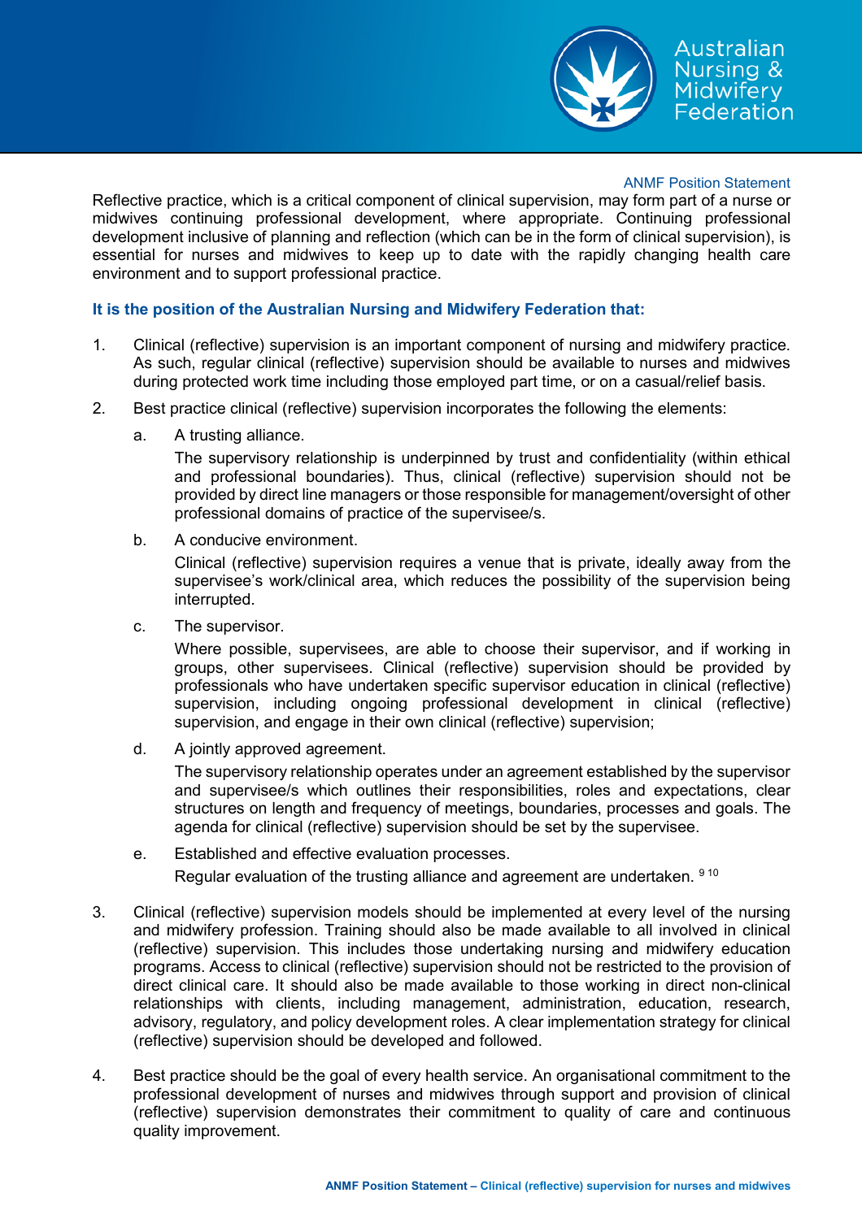Reflective practice, which is a critical component of clinical supervision, may form part of a nurse or midwives continuing professional development, where appropriate. Continuing professional development inclusive of planning and reflection (which can be in the form of clinical supervision), is essential for nurses and midwives to keep up to date with the rapidly changing health care environment and to support professional practice.

**It is the position of the Australian Nursing and Midwifery Federation that:**

1. Clinical (reflective) supervision is an important component of nursing and midwifery practice. As such, regular clinical (reflective) supervision should be available to nurses and midwives during protected work time including those employed part time, or on a casual/relief basis.

2. Best practice clinical (reflective) supervision incorporates the following the elements:

   a. A trusting alliance.
   
      The supervisory relationship is underpinned by trust and confidentiality (within ethical and professional boundaries). Thus, clinical (reflective) supervision should not be provided by direct line managers or those responsible for management/oversight of other professional domains of practice of the supervisee/s.

   b. A conducive environment.
   
      Clinical (reflective) supervision requires a venue that is private, ideally away from the supervisee's work/clinical area, which reduces the possibility of the supervision being interrupted.

   c. The supervisor.
   
      Where possible, supervisees, are able to choose their supervisor, and if working in groups, other supervisees. Clinical (reflective) supervision should be provided by professionals who have undertaken specific supervisor education in clinical (reflective) supervision, including ongoing professional development in clinical (reflective) supervision, and engage in their own clinical (reflective) supervision;

   d. A jointly approved agreement.
   
      The supervisory relationship operates under an agreement established by the supervisor and supervisee/s which outlines their responsibilities, roles and expectations, clear structures on length and frequency of meetings, boundaries, processes and goals. The agenda for clinical (reflective) supervision should be set by the supervisee.

   e. Established and effective evaluation processes.
   
      Regular evaluation of the trusting alliance and agreement are undertaken. [9 10]

3. Clinical (reflective) supervision models should be implemented at every level of the nursing and midwifery profession. Training should also be made available to all involved in clinical (reflective) supervision. This includes those undertaking nursing and midwifery education programs. Access to clinical (reflective) supervision should not be restricted to the provision of direct clinical care. It should also be made available to those working in direct non-clinical relationships with clients, including management, administration, education, research, advisory, regulatory, and policy development roles. A clear implementation strategy for clinical (reflective) supervision should be developed and followed.

4. Best practice should be the goal of every health service. An organisational commitment to the professional development of nurses and midwives through support and provision of clinical (reflective) supervision demonstrates their commitment to quality of care and continuous quality improvement.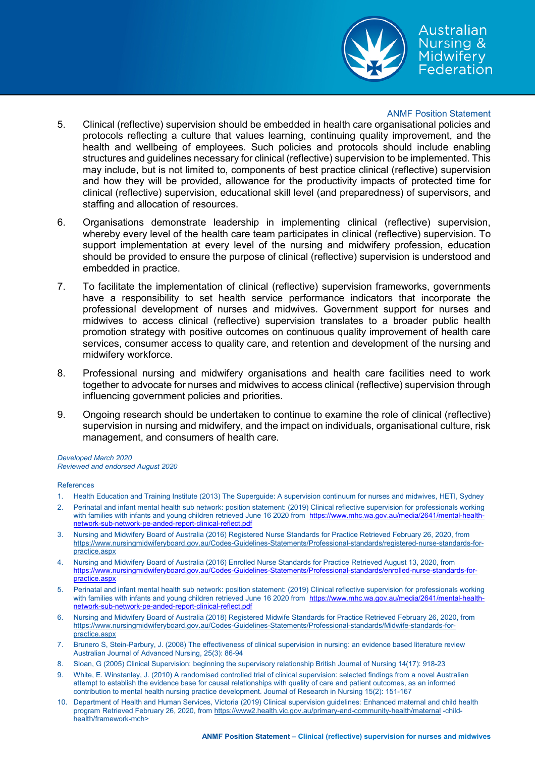5. Clinical (reflective) supervision should be embedded in health care organisational policies and protocols reflecting a culture that values learning, continuing quality improvement, and the health and wellbeing of employees. Such policies and protocols should include enabling structures and guidelines necessary for clinical (reflective) supervision to be implemented. This may include, but is not limited to, components of best practice clinical (reflective) supervision and how they will be provided, allowance for the productivity impacts of protected time for clinical (reflective) supervision, educational skill level (and preparedness) of supervisors, and staffing and allocation of resources.

6. Organisations demonstrate leadership in implementing clinical (reflective) supervision, whereby every level of the health care team participates in clinical (reflective) supervision. To support implementation at every level of the nursing and midwifery profession, education should be provided to ensure the purpose of clinical (reflective) supervision is understood and embedded in practice.

7. To facilitate the implementation of clinical (reflective) supervision frameworks, governments have a responsibility to set health service performance indicators that incorporate the professional development of nurses and midwives. Government support for nurses and midwives to access clinical (reflective) supervision translates to a broader public health promotion strategy with positive outcomes on continuous quality improvement of health care services, consumer access to quality care, and retention and development of the nursing and midwifery workforce.

8. Professional nursing and midwifery organisations and health care facilities need to work together to advocate for nurses and midwives to access clinical (reflective) supervision through influencing government policies and priorities.

9. Ongoing research should be undertaken to continue to examine the role of clinical (reflective) supervision in nursing and midwifery, and the impact on individuals, organisational culture, risk management, and consumers of health care.

*Developed March 2020*
*Reviewed and endorsed August 2020*

References

1. Health Education and Training Institute (2013) The Superguide: A supervision continuum for nurses and midwives, HETI, Sydney
2. Perinatal and infant mental health sub network: position statement: (2019) Clinical reflective supervision for professionals working with families with infants and young children retrieved June 16 2020 from https://www.mhc.wa.gov.au/media/2641/mental-health-network-sub-network-pe-anded-report-clinical-reflect.pdf
3. Nursing and Midwifery Board of Australia (2016) Registered Nurse Standards for Practice Retrieved February 26, 2020, from https://www.nursingmidwiferyboard.gov.au/Codes-Guidelines-Statements/Professional-standards/registered-nurse-standards-for-practice.aspx
4. Nursing and Midwifery Board of Australia (2016) Enrolled Nurse Standards for Practice Retrieved August 13, 2020, from https://www.nursingmidwiferyboard.gov.au/Codes-Guidelines-Statements/Professional-standards/enrolled-nurse-standards-for-practice.aspx
5. Perinatal and infant mental health sub network: position statement: (2019) Clinical reflective supervision for professionals working with families with infants and young children retrieved June 16 2020 from https://www.mhc.wa.gov.au/media/2641/mental-health-network-sub-network-pe-anded-report-clinical-reflect.pdf
6. Nursing and Midwifery Board of Australia (2018) Registered Midwife Standards for Practice Retrieved February 26, 2020, from https://www.nursingmidwiferyboard.gov.au/Codes-Guidelines-Statements/Professional-standards/Midwife-standards-for-practice.aspx
7. Brunero S, Stein-Parbury, J. (2008) The effectiveness of clinical supervision in nursing: an evidence based literature review Australian Journal of Advanced Nursing, 25(3): 86-94
8. Sloan, G (2005) Clinical Supervision: beginning the supervisory relationship British Journal of Nursing 14(17): 918-23
9. White, E. Winstanley, J. (2010) A randomised controlled trial of clinical supervision: selected findings from a novel Australian attempt to establish the evidence base for causal relationships with quality of care and patient outcomes, as an informed contribution to mental health nursing practice development. Journal of Research in Nursing 15(2): 151-167
10. Department of Health and Human Services, Victoria (2019) Clinical supervision guidelines: Enhanced maternal and child health program Retrieved February 26, 2020, from https://www2.health.vic.gov.au/primary-and-community-health/maternal -child-health/framework-mch>